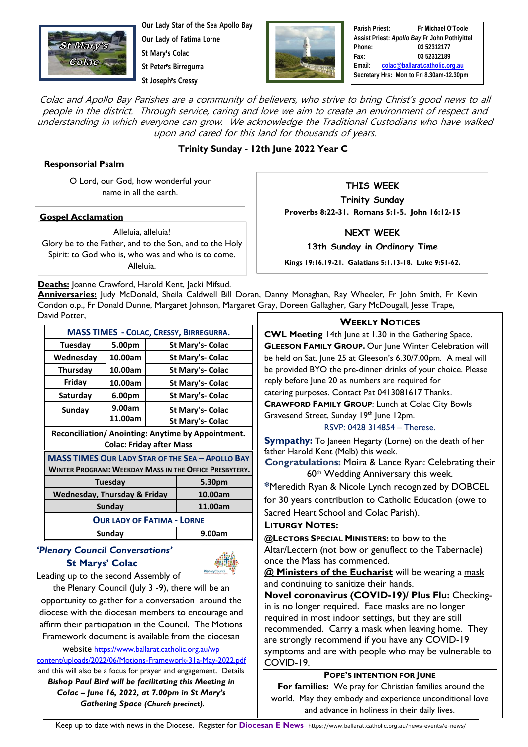Our Lady Star of the Sea Apollo Bay
Our Lady of Fatima Lorne
St Mary's Colac
St Peter's Birregurra
St Joseph's Cressy

| | |
|---|---|
| Parish Priest: | Fr Michael O'Toole |
| Assist Priest: *Apollo Bay* | Fr John Pothiyittel |
| Phone: | 03 52312177 |
| Fax: | 03 52312189 |
| Email: | colac@ballarat.catholic.org.au |
| Secretary Hrs: | Mon to Fri 8.30am-12.30pm |

*Colac and Apollo Bay Parishes are a community of believers, who strive to bring Christ's good news to all people in the district. Through service, caring and love we aim to create an environment of respect and understanding in which everyone can grow. We acknowledge the Traditional Custodians who have walked upon and cared for this land for thousands of years.*

## Trinity Sunday - 12th June 2022 Year C

**Responsorial Psalm**

O Lord, our God, how wonderful your name in all the earth.

**Gospel Acclamation**

Alleluia, alleluia!
Glory be to the Father, and to the Son, and to the Holy Spirit: to God who is, who was and who is to come. Alleluia.

**THIS WEEK**
**Trinity Sunday**
**Proverbs 8:22-31. Romans 5:1-5. John 16:12-15**

**NEXT WEEK**
**13th Sunday in Ordinary Time**
**Kings 19:16.19-21. Galatians 5:1.13-18. Luke 9:51-62.**

**Deaths:** Joanne Crawford, Harold Kent, Jacki Mifsud.
**Anniversaries:** Judy McDonald, Sheila Caldwell Bill Doran, Danny Monaghan, Ray Wheeler, Fr John Smith, Fr Kevin Condon o.p., Fr Donald Dunne, Margaret Johnson, Margaret Gray, Doreen Gallagher, Gary McDougall, Jesse Trape, David Potter,

| MASS TIMES - COLAC, CRESSY, BIRREGURRA. | | |
|---|---|---|
| Tuesday | 5.00pm | St Mary's- Colac |
| Wednesday | 10.00am | St Mary's- Colac |
| Thursday | 10.00am | St Mary's- Colac |
| Friday | 10.00am | St Mary's- Colac |
| Saturday | 6.00pm | St Mary's- Colac |
| Sunday | 9.00am<br>11.00am | St Mary's- Colac<br>St Mary's- Colac |
| Reconciliation/ Anointing: Anytime by Appointment. Colac: Friday after Mass | | |

| MASS TIMES OUR LADY STAR OF THE SEA – APOLLO BAY<br>WINTER PROGRAM: WEEKDAY MASS IN THE OFFICE PRESBYTERY. | |
|---|---|
| Tuesday | 5.30pm |
| Wednesday, Thursday & Friday | 10.00am |
| Sunday | 11.00am |
| **OUR LADY OF FATIMA - LORNE** | |
| Sunday | 9.00am |

### *'Plenary Council Conversations'* St Marys' Colac

Leading up to the second Assembly of the Plenary Council (July 3 -9), there will be an opportunity to gather for a conversation around the diocese with the diocesan members to encourage and affirm their participation in the Council. The Motions Framework document is available from the diocesan website https://www.ballarat.catholic.org.au/wp content/uploads/2022/06/Motions-Framework-31a-May-2022.pdf and this will also be a focus for prayer and engagement. Details ***Bishop Paul Bird will be facilitating this Meeting in Colac – June 16, 2022, at 7.00pm in St Mary's Gathering Space** (Church precinct).*

## WEEKLY NOTICES

**CWL Meeting** 14th June at 1.30 in the Gathering Space.
**GLEESON FAMILY GROUP.** Our June Winter Celebration will be held on Sat. June 25 at Gleeson's 6.30/7.00pm. A meal will be provided BYO the pre-dinner drinks of your choice. Please reply before June 20 as numbers are required for catering purposes. Contact Pat 0413081617 Thanks.
**CRAWFORD FAMILY GROUP**: Lunch at Colac City Bowls Gravesend Street, Sunday 19th June 12pm.
RSVP: 0428 314854 – Therese.

**Sympathy:** To Janeen Hegarty (Lorne) on the death of her father Harold Kent (Melb) this week.
**Congratulations:** Moira & Lance Ryan: Celebrating their 60th Wedding Anniversary this week.
*Meredith Ryan & Nicole Lynch recognized by DOBCEL for 30 years contribution to Catholic Education (owe to Sacred Heart School and Colac Parish).

**LITURGY NOTES:**
**@LECTORS SPECIAL MINISTERS:** to bow to the Altar/Lectern (not bow or genuflect to the Tabernacle) once the Mass has commenced.
**@ Ministers of the Eucharist** will be wearing a mask and continuing to sanitize their hands.
**Novel coronavirus (COVID-19)/ Plus Flu:** Checking-in is no longer required. Face masks are no longer required in most indoor settings, but they are still recommended. Carry a mask when leaving home. They are strongly recommend if you have any COVID-19 symptoms and are with people who may be vulnerable to COVID-19.

**POPE'S INTENTION FOR JUNE**
**For families:** We pray for Christian families around the world. May they embody and experience unconditional love and advance in holiness in their daily lives.

Keep up to date with news in the Diocese. Register for **Diocesan E News**– https://www.ballarat.catholic.org.au/news-events/e-news/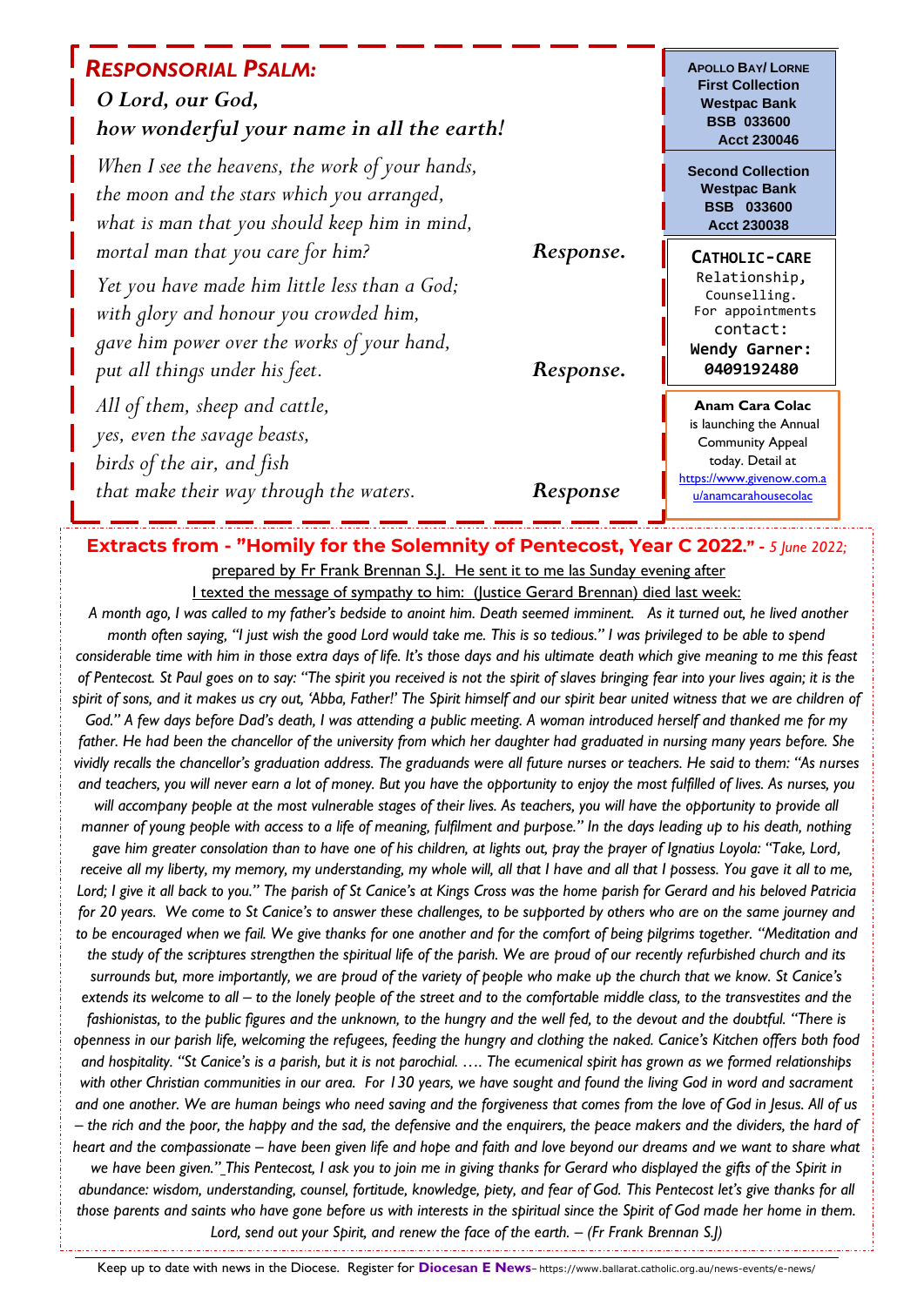## *RESPONSORIAL PSALM:*

***O Lord, our God,***
***how wonderful your name in all the earth!***

*When I see the heavens, the work of your hands,*
*the moon and the stars which you arranged,*
*what is man that you should keep him in mind,*
*mortal man that you care for him?* ***Response.***

*Yet you have made him little less than a God;*
*with glory and honour you crowded him,*
*gave him power over the works of your hand,*
*put all things under his feet.* ***Response.***

*All of them, sheep and cattle,*
*yes, even the savage beasts,*
*birds of the air, and fish*
*that make their way through the waters.* ***Response***

**APOLLO BAY/ LORNE**
**First Collection**
**Westpac Bank**
**BSB 033600**
**Acct 230046**

**Second Collection**
**Westpac Bank**
**BSB 033600**
**Acct 230038**

**CATHOLIC-CARE**
Relationship,
Counselling.
For appointments
contact:
**Wendy Garner:**
**0409192480**

**Anam Cara Colac** is launching the Annual Community Appeal today. Detail at https://www.givenow.com.au/anamcarahousecolac

**Extracts from - "Homily for the Solemnity of Pentecost, Year C 2022." -** *5 June 2022;*

prepared by Fr Frank Brennan S.J. He sent it to me las Sunday evening after
I texted the message of sympathy to him: (Justice Gerard Brennan) died last week:

*A month ago, I was called to my father's bedside to anoint him. Death seemed imminent. As it turned out, he lived another month often saying, "I just wish the good Lord would take me. This is so tedious." I was privileged to be able to spend considerable time with him in those extra days of life. It's those days and his ultimate death which give meaning to me this feast of Pentecost. St Paul goes on to say: "The spirit you received is not the spirit of slaves bringing fear into your lives again; it is the spirit of sons, and it makes us cry out, 'Abba, Father!' The Spirit himself and our spirit bear united witness that we are children of God." A few days before Dad's death, I was attending a public meeting. A woman introduced herself and thanked me for my father. He had been the chancellor of the university from which her daughter had graduated in nursing many years before. She vividly recalls the chancellor's graduation address. The graduands were all future nurses or teachers. He said to them: "As nurses and teachers, you will never earn a lot of money. But you have the opportunity to enjoy the most fulfilled of lives. As nurses, you will accompany people at the most vulnerable stages of their lives. As teachers, you will have the opportunity to provide all manner of young people with access to a life of meaning, fulfilment and purpose." In the days leading up to his death, nothing gave him greater consolation than to have one of his children, at lights out, pray the prayer of Ignatius Loyola: "Take, Lord, receive all my liberty, my memory, my understanding, my whole will, all that I have and all that I possess. You gave it all to me, Lord; I give it all back to you." The parish of St Canice's at Kings Cross was the home parish for Gerard and his beloved Patricia for 20 years. We come to St Canice's to answer these challenges, to be supported by others who are on the same journey and to be encouraged when we fail. We give thanks for one another and for the comfort of being pilgrims together. "Meditation and the study of the scriptures strengthen the spiritual life of the parish. We are proud of our recently refurbished church and its surrounds but, more importantly, we are proud of the variety of people who make up the church that we know. St Canice's extends its welcome to all – to the lonely people of the street and to the comfortable middle class, to the transvestites and the fashionistas, to the public figures and the unknown, to the hungry and the well fed, to the devout and the doubtful. "There is openness in our parish life, welcoming the refugees, feeding the hungry and clothing the naked. Canice's Kitchen offers both food and hospitality. "St Canice's is a parish, but it is not parochial. …. The ecumenical spirit has grown as we formed relationships with other Christian communities in our area. For 130 years, we have sought and found the living God in word and sacrament and one another. We are human beings who need saving and the forgiveness that comes from the love of God in Jesus. All of us – the rich and the poor, the happy and the sad, the defensive and the enquirers, the peace makers and the dividers, the hard of heart and the compassionate – have been given life and hope and faith and love beyond our dreams and we want to share what we have been given." This Pentecost, I ask you to join me in giving thanks for Gerard who displayed the gifts of the Spirit in abundance: wisdom, understanding, counsel, fortitude, knowledge, piety, and fear of God. This Pentecost let's give thanks for all those parents and saints who have gone before us with interests in the spiritual since the Spirit of God made her home in them. Lord, send out your Spirit, and renew the face of the earth. – (Fr Frank Brennan S.J)*

Keep up to date with news in the Diocese. Register for **Diocesan E News**– https://www.ballarat.catholic.org.au/news-events/e-news/